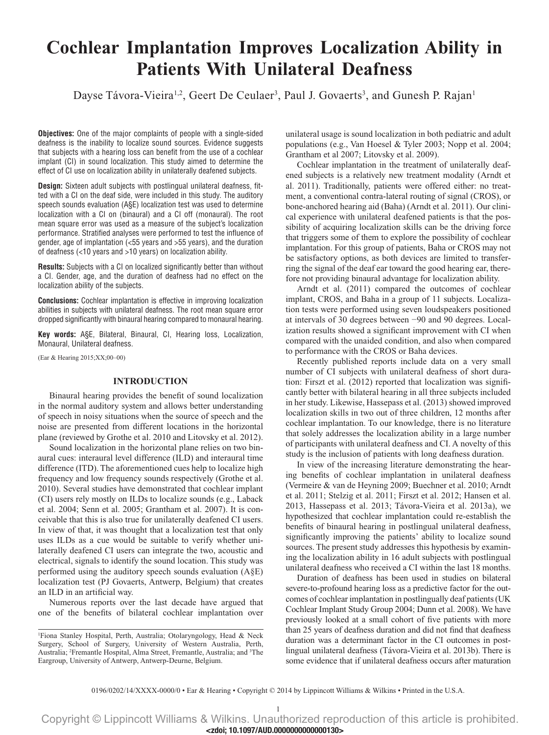# Cochlear Implantation Improves Localization Ability in Patients With Unilateral Deafness

Dayse Távora-Vieira[1,2], Geert De Ceulaer[3], Paul J. Govaerts[3], and Gunesh P. Rajan[1]

**Objectives:** One of the major complaints of people with a single-sided deafness is the inability to localize sound sources. Evidence suggests that subjects with a hearing loss can benefit from the use of a cochlear implant (CI) in sound localization. This study aimed to determine the effect of CI use on localization ability in unilaterally deafened subjects.

**Design:** Sixteen adult subjects with postlingual unilateral deafness, fitted with a CI on the deaf side, were included in this study. The auditory speech sounds evaluation (A§E) localization test was used to determine localization with a CI on (binaural) and a CI off (monaural). The root mean square error was used as a measure of the subject's localization performance. Stratified analyses were performed to test the influence of gender, age of implantation (<55 years and >55 years), and the duration of deafness (<10 years and >10 years) on localization ability.

**Results:** Subjects with a CI on localized significantly better than without a CI. Gender, age, and the duration of deafness had no effect on the localization ability of the subjects.

**Conclusions:** Cochlear implantation is effective in improving localization abilities in subjects with unilateral deafness. The root mean square error dropped significantly with binaural hearing compared to monaural hearing.

**Key words:** A§E, Bilateral, Binaural, CI, Hearing loss, Localization, Monaural, Unilateral deafness.

(Ear & Hearing 2015;XX;00–00)

## INTRODUCTION

Binaural hearing provides the benefit of sound localization in the normal auditory system and allows better understanding of speech in noisy situations when the source of speech and the noise are presented from different locations in the horizontal plane (reviewed by Grothe et al. 2010 and Litovsky et al. 2012).

Sound localization in the horizontal plane relies on two binaural cues: interaural level difference (ILD) and interaural time difference (ITD). The aforementioned cues help to localize high frequency and low frequency sounds respectively (Grothe et al. 2010). Several studies have demonstrated that cochlear implant (CI) users rely mostly on ILDs to localize sounds (e.g., Laback et al. 2004; Senn et al. 2005; Grantham et al. 2007). It is conceivable that this is also true for unilaterally deafened CI users. In view of that, it was thought that a localization test that only uses ILDs as a cue would be suitable to verify whether unilaterally deafened CI users can integrate the two, acoustic and electrical, signals to identify the sound location. This study was performed using the auditory speech sounds evaluation (A§E) localization test (PJ Govaerts, Antwerp, Belgium) that creates an ILD in an artificial way.

Numerous reports over the last decade have argued that one of the benefits of bilateral cochlear implantation over unilateral usage is sound localization in both pediatric and adult populations (e.g., Van Hoesel & Tyler 2003; Nopp et al. 2004; Grantham et al 2007; Litovsky et al. 2009).

Cochlear implantation in the treatment of unilaterally deafened subjects is a relatively new treatment modality (Arndt et al. 2011). Traditionally, patients were offered either: no treatment, a conventional contra-lateral routing of signal (CROS), or bone-anchored hearing aid (Baha) (Arndt et al. 2011). Our clinical experience with unilateral deafened patients is that the possibility of acquiring localization skills can be the driving force that triggers some of them to explore the possibility of cochlear implantation. For this group of patients, Baha or CROS may not be satisfactory options, as both devices are limited to transferring the signal of the deaf ear toward the good hearing ear, therefore not providing binaural advantage for localization ability.

Arndt et al. (2011) compared the outcomes of cochlear implant, CROS, and Baha in a group of 11 subjects. Localization tests were performed using seven loudspeakers positioned at intervals of 30 degrees between −90 and 90 degrees. Localization results showed a significant improvement with CI when compared with the unaided condition, and also when compared to performance with the CROS or Baha devices.

Recently published reports include data on a very small number of CI subjects with unilateral deafness of short duration: Firszt et al. (2012) reported that localization was significantly better with bilateral hearing in all three subjects included in her study. Likewise, Hassepass et al. (2013) showed improved localization skills in two out of three children, 12 months after cochlear implantation. To our knowledge, there is no literature that solely addresses the localization ability in a large number of participants with unilateral deafness and CI. A novelty of this study is the inclusion of patients with long deafness duration.

In view of the increasing literature demonstrating the hearing benefits of cochlear implantation in unilateral deafness (Vermeire & van de Heyning 2009; Buechner et al. 2010; Arndt et al. 2011; Stelzig et al. 2011; Firszt et al. 2012; Hansen et al. 2013, Hassepass et al. 2013; Távora-Vieira et al. 2013a), we hypothesized that cochlear implantation could re-establish the benefits of binaural hearing in postlingual unilateral deafness, significantly improving the patients' ability to localize sound sources. The present study addresses this hypothesis by examining the localization ability in 16 adult subjects with postlingual unilateral deafness who received a CI within the last 18 months.

Duration of deafness has been used in studies on bilateral severe-to-profound hearing loss as a predictive factor for the outcomes of cochlear implantation in postlingually deaf patients (UK Cochlear Implant Study Group 2004; Dunn et al. 2008). We have previously looked at a small cohort of five patients with more than 25 years of deafness duration and did not find that deafness duration was a determinant factor in the CI outcomes in postlingual unilateral deafness (Távora-Vieira et al. 2013b). There is some evidence that if unilateral deafness occurs after maturation

[1]Fiona Stanley Hospital, Perth, Australia; Otolaryngology, Head & Neck Surgery, School of Surgery, University of Western Australia, Perth, Australia; [2]Fremantle Hospital, Alma Street, Fremantle, Australia; and [3]The Eargroup, University of Antwerp, Antwerp-Deurne, Belgium.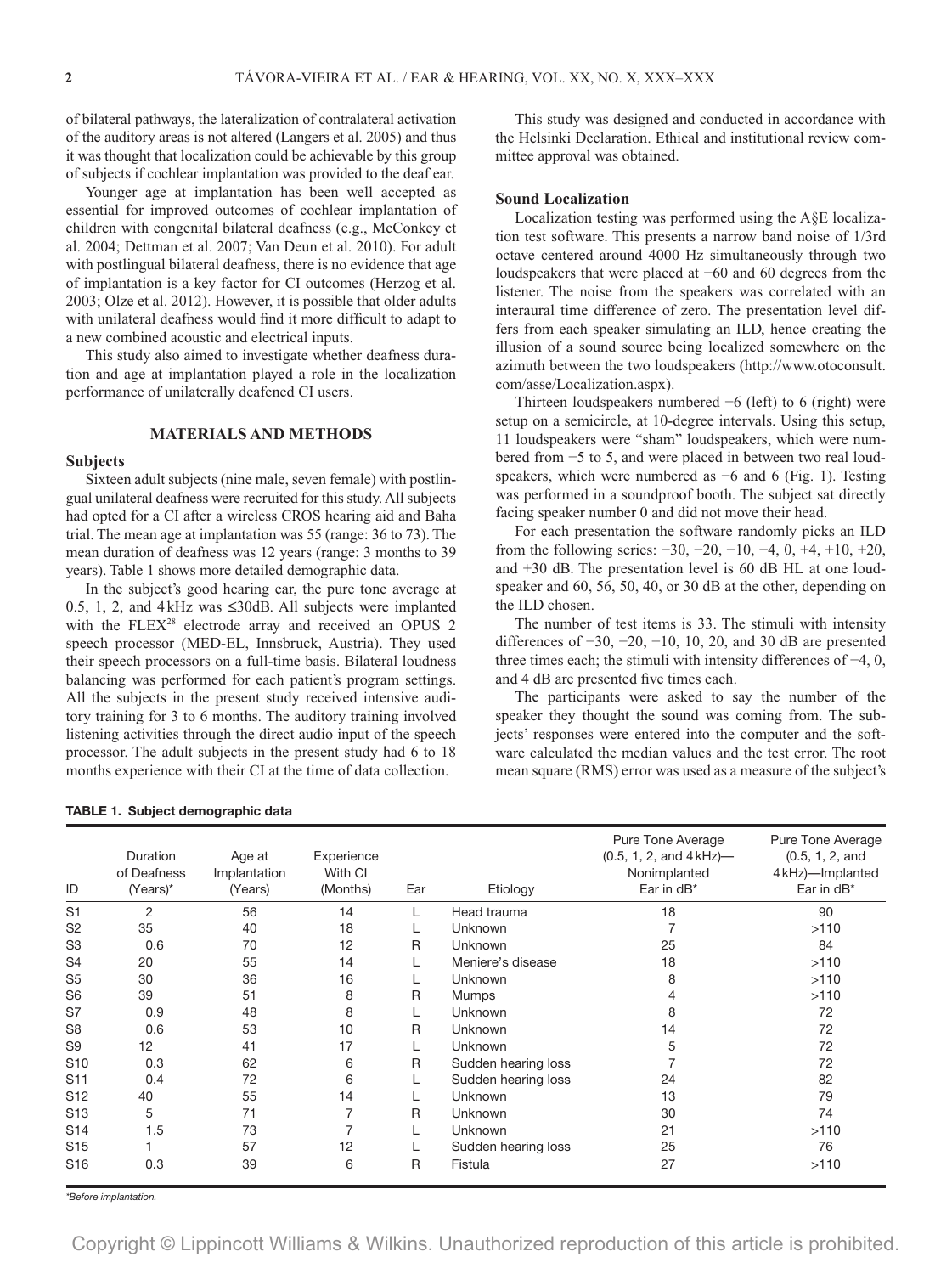of bilateral pathways, the lateralization of contralateral activation of the auditory areas is not altered (Langers et al. 2005) and thus it was thought that localization could be achievable by this group of subjects if cochlear implantation was provided to the deaf ear.

Younger age at implantation has been well accepted as essential for improved outcomes of cochlear implantation of children with congenital bilateral deafness (e.g., McConkey et al. 2004; Dettman et al. 2007; Van Deun et al. 2010). For adult with postlingual bilateral deafness, there is no evidence that age of implantation is a key factor for CI outcomes (Herzog et al. 2003; Olze et al. 2012). However, it is possible that older adults with unilateral deafness would find it more difficult to adapt to a new combined acoustic and electrical inputs.

This study also aimed to investigate whether deafness duration and age at implantation played a role in the localization performance of unilaterally deafened CI users.

## MATERIALS AND METHODS

### Subjects

Sixteen adult subjects (nine male, seven female) with postlingual unilateral deafness were recruited for this study. All subjects had opted for a CI after a wireless CROS hearing aid and Baha trial. The mean age at implantation was 55 (range: 36 to 73). The mean duration of deafness was 12 years (range: 3 months to 39 years). Table 1 shows more detailed demographic data.

In the subject's good hearing ear, the pure tone average at 0.5, 1, 2, and 4 kHz was ≤30dB. All subjects were implanted with the FLEX[28] electrode array and received an OPUS 2 speech processor (MED-EL, Innsbruck, Austria). They used their speech processors on a full-time basis. Bilateral loudness balancing was performed for each patient's program settings. All the subjects in the present study received intensive auditory training for 3 to 6 months. The auditory training involved listening activities through the direct audio input of the speech processor. The adult subjects in the present study had 6 to 18 months experience with their CI at the time of data collection.

This study was designed and conducted in accordance with the Helsinki Declaration. Ethical and institutional review committee approval was obtained.

### Sound Localization

Localization testing was performed using the A§E localization test software. This presents a narrow band noise of 1/3rd octave centered around 4000 Hz simultaneously through two loudspeakers that were placed at −60 and 60 degrees from the listener. The noise from the speakers was correlated with an interaural time difference of zero. The presentation level differs from each speaker simulating an ILD, hence creating the illusion of a sound source being localized somewhere on the azimuth between the two loudspeakers (http://www.otoconsult.com/asse/Localization.aspx).

Thirteen loudspeakers numbered −6 (left) to 6 (right) were setup on a semicircle, at 10-degree intervals. Using this setup, 11 loudspeakers were "sham" loudspeakers, which were numbered from −5 to 5, and were placed in between two real loudspeakers, which were numbered as −6 and 6 (Fig. 1). Testing was performed in a soundproof booth. The subject sat directly facing speaker number 0 and did not move their head.

For each presentation the software randomly picks an ILD from the following series: −30, −20, −10, −4, 0, +4, +10, +20, and +30 dB. The presentation level is 60 dB HL at one loudspeaker and 60, 56, 50, 40, or 30 dB at the other, depending on the ILD chosen.

The number of test items is 33. The stimuli with intensity differences of −30, −20, −10, 10, 20, and 30 dB are presented three times each; the stimuli with intensity differences of −4, 0, and 4 dB are presented five times each.

The participants were asked to say the number of the speaker they thought the sound was coming from. The subjects' responses were entered into the computer and the software calculated the median values and the test error. The root mean square (RMS) error was used as a measure of the subject's

**TABLE 1. Subject demographic data**

| ID | Duration of Deafness (Years)* | Age at Implantation (Years) | Experience With CI (Months) | Ear | Etiology | Pure Tone Average (0.5, 1, 2, and 4 kHz)—Nonimplanted Ear in dB* | Pure Tone Average (0.5, 1, 2, and 4 kHz)—Implanted Ear in dB* |
|---|---|---|---|---|---|---|---|
| S1 | 2 | 56 | 14 | L | Head trauma | 18 | 90 |
| S2 | 35 | 40 | 18 | L | Unknown | 7 | >110 |
| S3 | 0.6 | 70 | 12 | R | Unknown | 25 | 84 |
| S4 | 20 | 55 | 14 | L | Meniere's disease | 18 | >110 |
| S5 | 30 | 36 | 16 | L | Unknown | 8 | >110 |
| S6 | 39 | 51 | 8 | R | Mumps | 4 | >110 |
| S7 | 0.9 | 48 | 8 | L | Unknown | 8 | 72 |
| S8 | 0.6 | 53 | 10 | R | Unknown | 14 | 72 |
| S9 | 12 | 41 | 17 | L | Unknown | 5 | 72 |
| S10 | 0.3 | 62 | 6 | R | Sudden hearing loss | 7 | 72 |
| S11 | 0.4 | 72 | 6 | L | Sudden hearing loss | 24 | 82 |
| S12 | 40 | 55 | 14 | L | Unknown | 13 | 79 |
| S13 | 5 | 71 | 7 | R | Unknown | 30 | 74 |
| S14 | 1.5 | 73 | 7 | L | Unknown | 21 | >110 |
| S15 | 1 | 57 | 12 | L | Sudden hearing loss | 25 | 76 |
| S16 | 0.3 | 39 | 6 | R | Fistula | 27 | >110 |

*Before implantation.*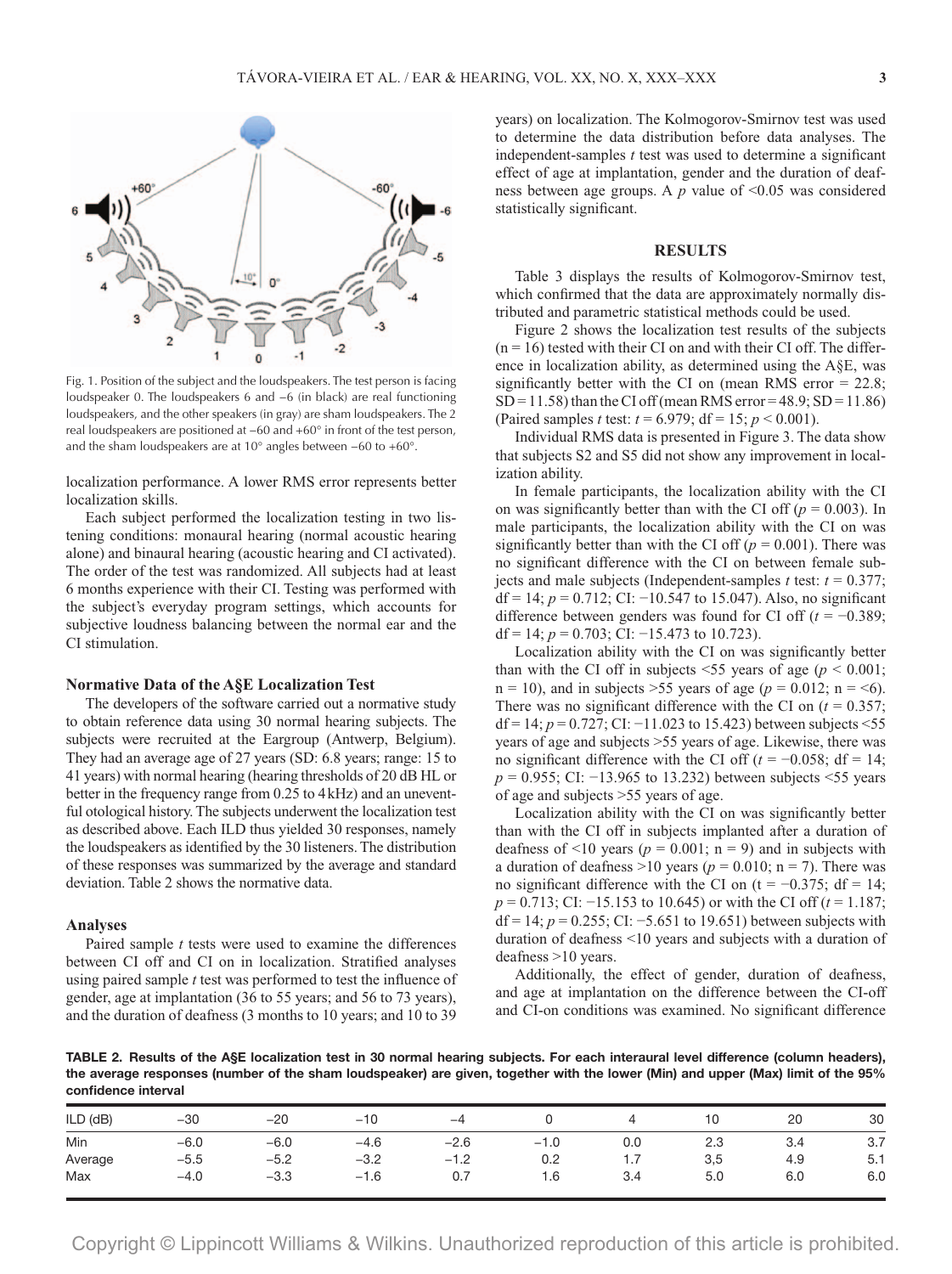Fig. 1. Position of the subject and the loudspeakers. The test person is facing loudspeaker 0. The loudspeakers 6 and −6 (in black) are real functioning loudspeakers, and the other speakers (in gray) are sham loudspeakers. The 2 real loudspeakers are positioned at −60 and +60° in front of the test person, and the sham loudspeakers are at 10° angles between −60 to +60°.

localization performance. A lower RMS error represents better localization skills.

Each subject performed the localization testing in two listening conditions: monaural hearing (normal acoustic hearing alone) and binaural hearing (acoustic hearing and CI activated). The order of the test was randomized. All subjects had at least 6 months experience with their CI. Testing was performed with the subject's everyday program settings, which accounts for subjective loudness balancing between the normal ear and the CI stimulation.

### Normative Data of the A§E Localization Test

The developers of the software carried out a normative study to obtain reference data using 30 normal hearing subjects. The subjects were recruited at the Eargroup (Antwerp, Belgium). They had an average age of 27 years (SD: 6.8 years; range: 15 to 41 years) with normal hearing (hearing thresholds of 20 dB HL or better in the frequency range from 0.25 to 4 kHz) and an uneventful otological history. The subjects underwent the localization test as described above. Each ILD thus yielded 30 responses, namely the loudspeakers as identified by the 30 listeners. The distribution of these responses was summarized by the average and standard deviation. Table 2 shows the normative data.

### Analyses

Paired sample *t* tests were used to examine the differences between CI off and CI on in localization. Stratified analyses using paired sample *t* test was performed to test the influence of gender, age at implantation (36 to 55 years; and 56 to 73 years), and the duration of deafness (3 months to 10 years; and 10 to 39 years) on localization. The Kolmogorov-Smirnov test was used to determine the data distribution before data analyses. The independent-samples *t* test was used to determine a significant effect of age at implantation, gender and the duration of deafness between age groups. A *p* value of <0.05 was considered statistically significant.

## RESULTS

Table 3 displays the results of Kolmogorov-Smirnov test, which confirmed that the data are approximately normally distributed and parametric statistical methods could be used.

Figure 2 shows the localization test results of the subjects (n = 16) tested with their CI on and with their CI off. The difference in localization ability, as determined using the A§E, was significantly better with the CI on (mean RMS error = 22.8; SD = 11.58) than the CI off (mean RMS error = 48.9; SD = 11.86) (Paired samples *t* test: $t = 6.979$; df = 15; $p < 0.001$).

Individual RMS data is presented in Figure 3. The data show that subjects S2 and S5 did not show any improvement in localization ability.

In female participants, the localization ability with the CI on was significantly better than with the CI off ($p = 0.003$). In male participants, the localization ability with the CI on was significantly better than with the CI off ($p = 0.001$). There was no significant difference with the CI on between female subjects and male subjects (Independent-samples *t* test: $t = 0.377$; df = 14; $p = 0.712$; CI: −10.547 to 15.047). Also, no significant difference between genders was found for CI off ($t = -0.389$; df = 14; $p = 0.703$; CI: −15.473 to 10.723).

Localization ability with the CI on was significantly better than with the CI off in subjects <55 years of age ($p < 0.001$; n = 10), and in subjects >55 years of age ($p = 0.012$; n = <6). There was no significant difference with the CI on ($t = 0.357$; df = 14; $p = 0.727$; CI: −11.023 to 15.423) between subjects <55 years of age and subjects >55 years of age. Likewise, there was no significant difference with the CI off ($t = -0.058$; df = 14; $p = 0.955$; CI: −13.965 to 13.232) between subjects <55 years of age and subjects >55 years of age.

Localization ability with the CI on was significantly better than with the CI off in subjects implanted after a duration of deafness of <10 years ($p = 0.001$; n = 9) and in subjects with a duration of deafness >10 years ($p = 0.010$; n = 7). There was no significant difference with the CI on ($t = -0.375$; df = 14; $p = 0.713$; CI: −15.153 to 10.645) or with the CI off ($t = 1.187$; df = 14; $p = 0.255$; CI: −5.651 to 19.651) between subjects with duration of deafness <10 years and subjects with a duration of deafness >10 years.

Additionally, the effect of gender, duration of deafness, and age at implantation on the difference between the CI-off and CI-on conditions was examined. No significant difference

**TABLE 2. Results of the A§E localization test in 30 normal hearing subjects. For each interaural level difference (column headers), the average responses (number of the sham loudspeaker) are given, together with the lower (Min) and upper (Max) limit of the 95% confidence interval**

| ILD (dB) | −30 | −20 | −10 | −4 | 0 | 4 | 10 | 20 | 30 |
|---|---|---|---|---|---|---|---|---|---|
| Min | −6.0 | −6.0 | −4.6 | −2.6 | −1.0 | 0.0 | 2.3 | 3.4 | 3.7 |
| Average | −5.5 | −5.2 | −3.2 | −1.2 | 0.2 | 1.7 | 3,5 | 4.9 | 5.1 |
| Max | −4.0 | −3.3 | −1.6 | 0.7 | 1.6 | 3.4 | 5.0 | 6.0 | 6.0 |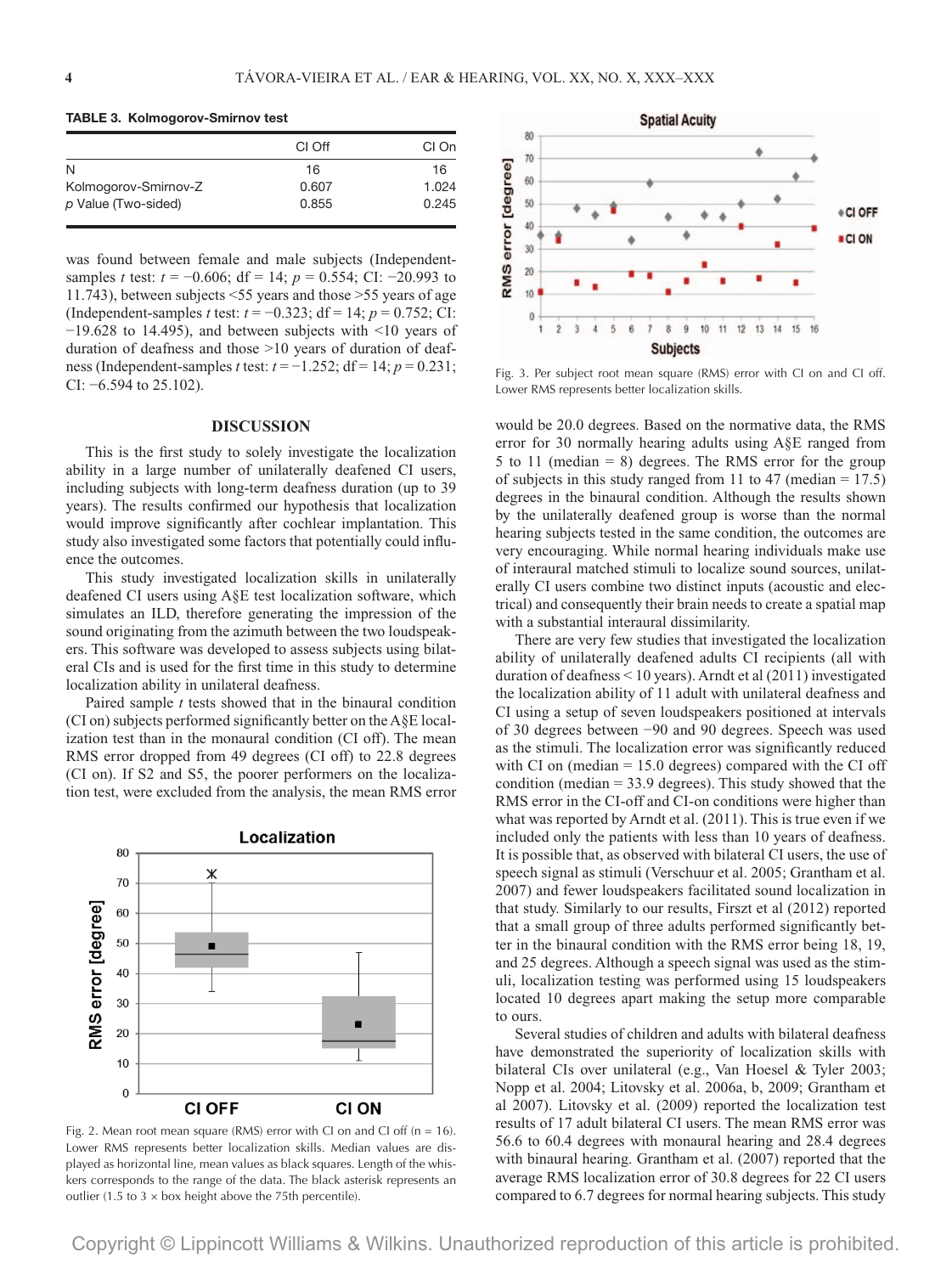**TABLE 3. Kolmogorov-Smirnov test**

| | CI Off | CI On |
|---|---|---|
| N | 16 | 16 |
| Kolmogorov-Smirnov-Z | 0.607 | 1.024 |
| *p* Value (Two-sided) | 0.855 | 0.245 |

was found between female and male subjects (Independent-samples *t* test: $t = -0.606$; df = 14; $p = 0.554$; CI: −20.993 to 11.743), between subjects <55 years and those >55 years of age (Independent-samples *t* test: $t = -0.323$; df = 14; $p = 0.752$; CI: −19.628 to 14.495), and between subjects with <10 years of duration of deafness and those >10 years of duration of deafness (Independent-samples *t* test: $t = -1.252$; df = 14; $p = 0.231$; CI: −6.594 to 25.102).

## DISCUSSION

This is the first study to solely investigate the localization ability in a large number of unilaterally deafened CI users, including subjects with long-term deafness duration (up to 39 years). The results confirmed our hypothesis that localization would improve significantly after cochlear implantation. This study also investigated some factors that potentially could influence the outcomes.

This study investigated localization skills in unilaterally deafened CI users using A§E test localization software, which simulates an ILD, therefore generating the impression of the sound originating from the azimuth between the two loudspeakers. This software was developed to assess subjects using bilateral CIs and is used for the first time in this study to determine localization ability in unilateral deafness.

Paired sample *t* tests showed that in the binaural condition (CI on) subjects performed significantly better on the A§E localization test than in the monaural condition (CI off). The mean RMS error dropped from 49 degrees (CI off) to 22.8 degrees (CI on). If S2 and S5, the poorer performers on the localization test, were excluded from the analysis, the mean RMS error would be 20.0 degrees. Based on the normative data, the RMS error for 30 normally hearing adults using A§E ranged from 5 to 11 (median = 8) degrees. The RMS error for the group of subjects in this study ranged from 11 to 47 (median = 17.5) degrees in the binaural condition. Although the results shown by the unilaterally deafened group is worse than the normal hearing subjects tested in the same condition, the outcomes are very encouraging. While normal hearing individuals make use of interaural matched stimuli to localize sound sources, unilaterally CI users combine two distinct inputs (acoustic and electrical) and consequently their brain needs to create a spatial map with a substantial interaural dissimilarity.

Fig. 2. Mean root mean square (RMS) error with CI on and CI off (n = 16). Lower RMS represents better localization skills. Median values are displayed as horizontal line, mean values as black squares. Length of the whiskers corresponds to the range of the data. The black asterisk represents an outlier (1.5 to 3 × box height above the 75th percentile).

Fig. 3. Per subject root mean square (RMS) error with CI on and CI off. Lower RMS represents better localization skills.

There are very few studies that investigated the localization ability of unilaterally deafened adults CI recipients (all with duration of deafness < 10 years). Arndt et al (2011) investigated the localization ability of 11 adult with unilateral deafness and CI using a setup of seven loudspeakers positioned at intervals of 30 degrees between −90 and 90 degrees. Speech was used as the stimuli. The localization error was significantly reduced with CI on (median = 15.0 degrees) compared with the CI off condition (median = 33.9 degrees). This study showed that the RMS error in the CI-off and CI-on conditions were higher than what was reported by Arndt et al. (2011). This is true even if we included only the patients with less than 10 years of deafness. It is possible that, as observed with bilateral CI users, the use of speech signal as stimuli (Verschuur et al. 2005; Grantham et al. 2007) and fewer loudspeakers facilitated sound localization in that study. Similarly to our results, Firszt et al (2012) reported that a small group of three adults performed significantly better in the binaural condition with the RMS error being 18, 19, and 25 degrees. Although a speech signal was used as the stimuli, localization testing was performed using 15 loudspeakers located 10 degrees apart making the setup more comparable to ours.

Several studies of children and adults with bilateral deafness have demonstrated the superiority of localization skills with bilateral CIs over unilateral (e.g., Van Hoesel & Tyler 2003; Nopp et al. 2004; Litovsky et al. 2006a, b, 2009; Grantham et al 2007). Litovsky et al. (2009) reported the localization test results of 17 adult bilateral CI users. The mean RMS error was 56.6 to 60.4 degrees with monaural hearing and 28.4 degrees with binaural hearing. Grantham et al. (2007) reported that the average RMS localization error of 30.8 degrees for 22 CI users compared to 6.7 degrees for normal hearing subjects. This study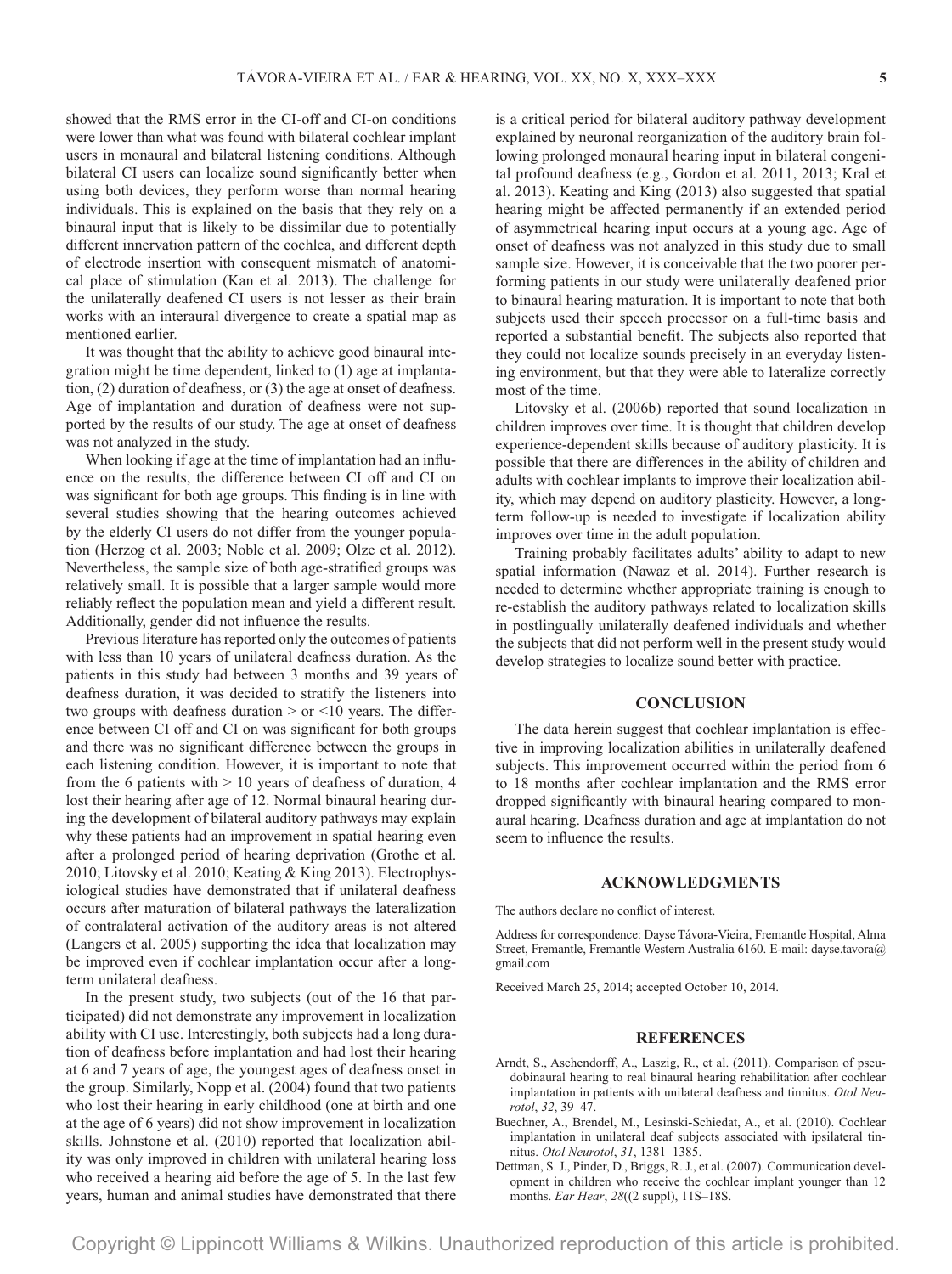showed that the RMS error in the CI-off and CI-on conditions were lower than what was found with bilateral cochlear implant users in monaural and bilateral listening conditions. Although bilateral CI users can localize sound significantly better when using both devices, they perform worse than normal hearing individuals. This is explained on the basis that they rely on a binaural input that is likely to be dissimilar due to potentially different innervation pattern of the cochlea, and different depth of electrode insertion with consequent mismatch of anatomical place of stimulation (Kan et al. 2013). The challenge for the unilaterally deafened CI users is not lesser as their brain works with an interaural divergence to create a spatial map as mentioned earlier.

It was thought that the ability to achieve good binaural integration might be time dependent, linked to (1) age at implantation, (2) duration of deafness, or (3) the age at onset of deafness. Age of implantation and duration of deafness were not supported by the results of our study. The age at onset of deafness was not analyzed in the study.

When looking if age at the time of implantation had an influence on the results, the difference between CI off and CI on was significant for both age groups. This finding is in line with several studies showing that the hearing outcomes achieved by the elderly CI users do not differ from the younger population (Herzog et al. 2003; Noble et al. 2009; Olze et al. 2012). Nevertheless, the sample size of both age-stratified groups was relatively small. It is possible that a larger sample would more reliably reflect the population mean and yield a different result. Additionally, gender did not influence the results.

Previous literature has reported only the outcomes of patients with less than 10 years of unilateral deafness duration. As the patients in this study had between 3 months and 39 years of deafness duration, it was decided to stratify the listeners into two groups with deafness duration > or <10 years. The difference between CI off and CI on was significant for both groups and there was no significant difference between the groups in each listening condition. However, it is important to note that from the 6 patients with > 10 years of deafness of duration, 4 lost their hearing after age of 12. Normal binaural hearing during the development of bilateral auditory pathways may explain why these patients had an improvement in spatial hearing even after a prolonged period of hearing deprivation (Grothe et al. 2010; Litovsky et al. 2010; Keating & King 2013). Electrophysiological studies have demonstrated that if unilateral deafness occurs after maturation of bilateral pathways the lateralization of contralateral activation of the auditory areas is not altered (Langers et al. 2005) supporting the idea that localization may be improved even if cochlear implantation occur after a long-term unilateral deafness.

In the present study, two subjects (out of the 16 that participated) did not demonstrate any improvement in localization ability with CI use. Interestingly, both subjects had a long duration of deafness before implantation and had lost their hearing at 6 and 7 years of age, the youngest ages of deafness onset in the group. Similarly, Nopp et al. (2004) found that two patients who lost their hearing in early childhood (one at birth and one at the age of 6 years) did not show improvement in localization skills. Johnstone et al. (2010) reported that localization ability was only improved in children with unilateral hearing loss who received a hearing aid before the age of 5. In the last few years, human and animal studies have demonstrated that there is a critical period for bilateral auditory pathway development explained by neuronal reorganization of the auditory brain following prolonged monaural hearing input in bilateral congenital profound deafness (e.g., Gordon et al. 2011, 2013; Kral et al. 2013). Keating and King (2013) also suggested that spatial hearing might be affected permanently if an extended period of asymmetrical hearing input occurs at a young age. Age of onset of deafness was not analyzed in this study due to small sample size. However, it is conceivable that the two poorer performing patients in our study were unilaterally deafened prior to binaural hearing maturation. It is important to note that both subjects used their speech processor on a full-time basis and reported a substantial benefit. The subjects also reported that they could not localize sounds precisely in an everyday listening environment, but that they were able to lateralize correctly most of the time.

Litovsky et al. (2006b) reported that sound localization in children improves over time. It is thought that children develop experience-dependent skills because of auditory plasticity. It is possible that there are differences in the ability of children and adults with cochlear implants to improve their localization ability, which may depend on auditory plasticity. However, a long-term follow-up is needed to investigate if localization ability improves over time in the adult population.

Training probably facilitates adults' ability to adapt to new spatial information (Nawaz et al. 2014). Further research is needed to determine whether appropriate training is enough to re-establish the auditory pathways related to localization skills in postlingually unilaterally deafened individuals and whether the subjects that did not perform well in the present study would develop strategies to localize sound better with practice.

## CONCLUSION

The data herein suggest that cochlear implantation is effective in improving localization abilities in unilaterally deafened subjects. This improvement occurred within the period from 6 to 18 months after cochlear implantation and the RMS error dropped significantly with binaural hearing compared to monaural hearing. Deafness duration and age at implantation do not seem to influence the results.

## ACKNOWLEDGMENTS

The authors declare no conflict of interest.

Address for correspondence: Dayse Távora-Vieira, Fremantle Hospital, Alma Street, Fremantle, Fremantle Western Australia 6160. E-mail: dayse.tavora@gmail.com

Received March 25, 2014; accepted October 10, 2014.

## REFERENCES

Arndt, S., Aschendorff, A., Laszig, R., et al. (2011). Comparison of pseudobinaural hearing to real binaural hearing rehabilitation after cochlear implantation in patients with unilateral deafness and tinnitus. *Otol Neurotol*, *32*, 39–47.

Buechner, A., Brendel, M., Lesinski-Schiedat, A., et al. (2010). Cochlear implantation in unilateral deaf subjects associated with ipsilateral tinnitus. *Otol Neurotol*, *31*, 1381–1385.

Dettman, S. J., Pinder, D., Briggs, R. J., et al. (2007). Communication development in children who receive the cochlear implant younger than 12 months. *Ear Hear*, *28*((2 suppl), 11S–18S.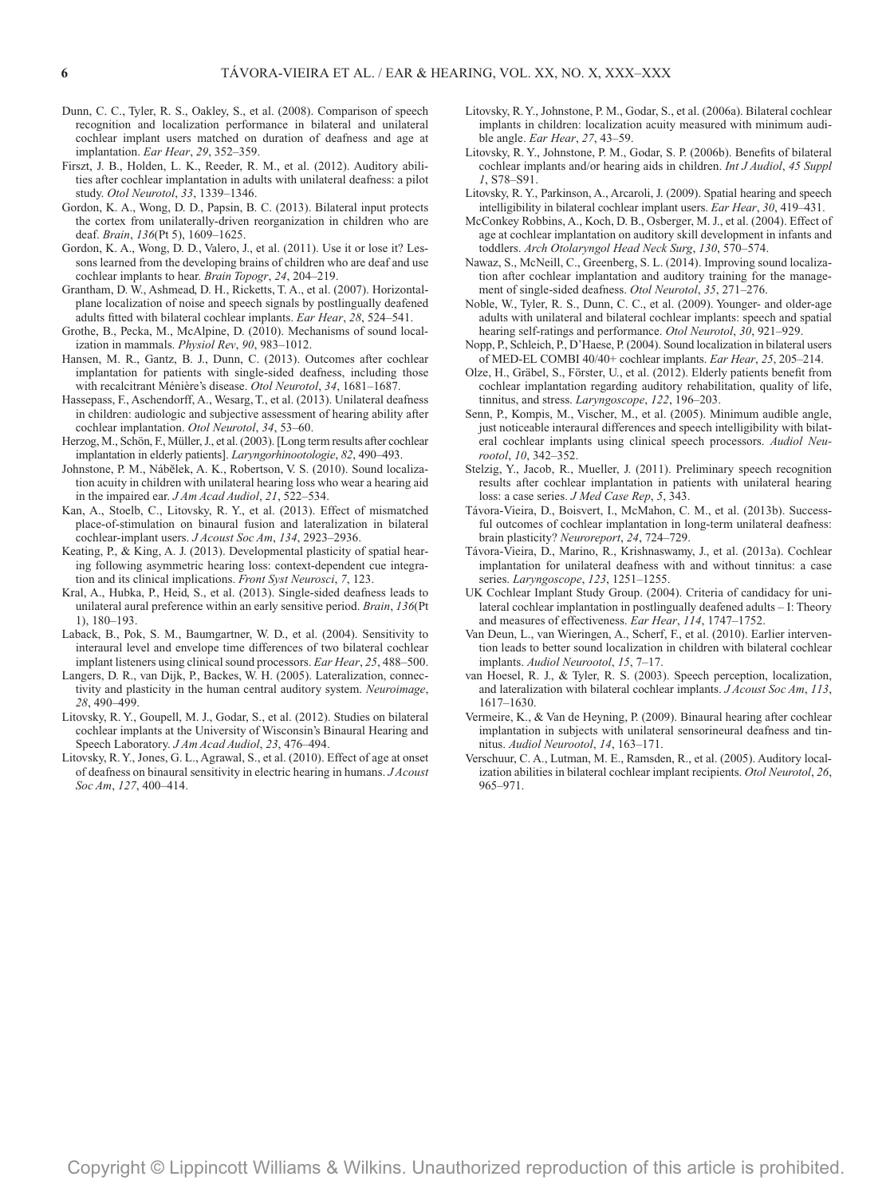Dunn, C. C., Tyler, R. S., Oakley, S., et al. (2008). Comparison of speech recognition and localization performance in bilateral and unilateral cochlear implant users matched on duration of deafness and age at implantation. *Ear Hear*, *29*, 352–359.

Firszt, J. B., Holden, L. K., Reeder, R. M., et al. (2012). Auditory abilities after cochlear implantation in adults with unilateral deafness: a pilot study. *Otol Neurotol*, *33*, 1339–1346.

Gordon, K. A., Wong, D. D., Papsin, B. C. (2013). Bilateral input protects the cortex from unilaterally-driven reorganization in children who are deaf. *Brain*, *136*(Pt 5), 1609–1625.

Gordon, K. A., Wong, D. D., Valero, J., et al. (2011). Use it or lose it? Lessons learned from the developing brains of children who are deaf and use cochlear implants to hear. *Brain Topogr*, *24*, 204–219.

Grantham, D. W., Ashmead, D. H., Ricketts, T. A., et al. (2007). Horizontal-plane localization of noise and speech signals by postlingually deafened adults fitted with bilateral cochlear implants. *Ear Hear*, *28*, 524–541.

Grothe, B., Pecka, M., McAlpine, D. (2010). Mechanisms of sound localization in mammals. *Physiol Rev*, *90*, 983–1012.

Hansen, M. R., Gantz, B. J., Dunn, C. (2013). Outcomes after cochlear implantation for patients with single-sided deafness, including those with recalcitrant Ménière's disease. *Otol Neurotol*, *34*, 1681–1687.

Hassepass, F., Aschendorff, A., Wesarg, T., et al. (2013). Unilateral deafness in children: audiologic and subjective assessment of hearing ability after cochlear implantation. *Otol Neurotol*, *34*, 53–60.

Herzog, M., Schön, F., Müller, J., et al. (2003). [Long term results after cochlear implantation in elderly patients]. *Laryngorhinootologie*, *82*, 490–493.

Johnstone, P. M., Náběle k, A. K., Robertson, V. S. (2010). Sound localization acuity in children with unilateral hearing loss who wear a hearing aid in the impaired ear. *J Am Acad Audiol*, *21*, 522–534.

Kan, A., Stoelb, C., Litovsky, R. Y., et al. (2013). Effect of mismatched place-of-stimulation on binaural fusion and lateralization in bilateral cochlear-implant users. *J Acoust Soc Am*, *134*, 2923–2936.

Keating, P., & King, A. J. (2013). Developmental plasticity of spatial hearing following asymmetric hearing loss: context-dependent cue integration and its clinical implications. *Front Syst Neurosci*, *7*, 123.

Kral, A., Hubka, P., Heid, S., et al. (2013). Single-sided deafness leads to unilateral aural preference within an early sensitive period. *Brain*, *136*(Pt 1), 180–193.

Laback, B., Pok, S. M., Baumgartner, W. D., et al. (2004). Sensitivity to interaural level and envelope time differences of two bilateral cochlear implant listeners using clinical sound processors. *Ear Hear*, *25*, 488–500.

Langers, D. R., van Dijk, P., Backes, W. H. (2005). Lateralization, connectivity and plasticity in the human central auditory system. *Neuroimage*, *28*, 490–499.

Litovsky, R. Y., Goupell, M. J., Godar, S., et al. (2012). Studies on bilateral cochlear implants at the University of Wisconsin's Binaural Hearing and Speech Laboratory. *J Am Acad Audiol*, *23*, 476–494.

Litovsky, R. Y., Jones, G. L., Agrawal, S., et al. (2010). Effect of age at onset of deafness on binaural sensitivity in electric hearing in humans. *J Acoust Soc Am*, *127*, 400–414.

Litovsky, R. Y., Johnstone, P. M., Godar, S., et al. (2006a). Bilateral cochlear implants in children: localization acuity measured with minimum audible angle. *Ear Hear*, *27*, 43–59.

Litovsky, R. Y., Johnstone, P. M., Godar, S. P. (2006b). Benefits of bilateral cochlear implants and/or hearing aids in children. *Int J Audiol*, *45 Suppl 1*, S78–S91.

Litovsky, R. Y., Parkinson, A., Arcaroli, J. (2009). Spatial hearing and speech intelligibility in bilateral cochlear implant users. *Ear Hear*, *30*, 419–431.

McConkey Robbins, A., Koch, D. B., Osberger, M. J., et al. (2004). Effect of age at cochlear implantation on auditory skill development in infants and toddlers. *Arch Otolaryngol Head Neck Surg*, *130*, 570–574.

Nawaz, S., McNeill, C., Greenberg, S. L. (2014). Improving sound localization after cochlear implantation and auditory training for the management of single-sided deafness. *Otol Neurotol*, *35*, 271–276.

Noble, W., Tyler, R. S., Dunn, C. C., et al. (2009). Younger- and older-age adults with unilateral and bilateral cochlear implants: speech and spatial hearing self-ratings and performance. *Otol Neurotol*, *30*, 921–929.

Nopp, P., Schleich, P., D'Haese, P. (2004). Sound localization in bilateral users of MED-EL COMBI 40/40+ cochlear implants. *Ear Hear*, *25*, 205–214.

Olze, H., Gräbel, S., Förster, U., et al. (2012). Elderly patients benefit from cochlear implantation regarding auditory rehabilitation, quality of life, tinnitus, and stress. *Laryngoscope*, *122*, 196–203.

Senn, P., Kompis, M., Vischer, M., et al. (2005). Minimum audible angle, just noticeable interaural differences and speech intelligibility with bilateral cochlear implants using clinical speech processors. *Audiol Neurootol*, *10*, 342–352.

Stelzig, Y., Jacob, R., Mueller, J. (2011). Preliminary speech recognition results after cochlear implantation in patients with unilateral hearing loss: a case series. *J Med Case Rep*, *5*, 343.

Távora-Vieira, D., Boisvert, I., McMahon, C. M., et al. (2013b). Successful outcomes of cochlear implantation in long-term unilateral deafness: brain plasticity? *Neuroreport*, *24*, 724–729.

Távora-Vieira, D., Marino, R., Krishnaswamy, J., et al. (2013a). Cochlear implantation for unilateral deafness with and without tinnitus: a case series. *Laryngoscope*, *123*, 1251–1255.

UK Cochlear Implant Study Group. (2004). Criteria of candidacy for unilateral cochlear implantation in postlingually deafened adults – I: Theory and measures of effectiveness. *Ear Hear*, *114*, 1747–1752.

Van Deun, L., van Wieringen, A., Scherf, F., et al. (2010). Earlier intervention leads to better sound localization in children with bilateral cochlear implants. *Audiol Neurootol*, *15*, 7–17.

van Hoesel, R. J., & Tyler, R. S. (2003). Speech perception, localization, and lateralization with bilateral cochlear implants. *J Acoust Soc Am*, *113*, 1617–1630.

Vermeire, K., & Van de Heyning, P. (2009). Binaural hearing after cochlear implantation in subjects with unilateral sensorineural deafness and tinnitus. *Audiol Neurootol*, *14*, 163–171.

Verschuur, C. A., Lutman, M. E., Ramsden, R., et al. (2005). Auditory localization abilities in bilateral cochlear implant recipients. *Otol Neurotol*, *26*, 965–971.